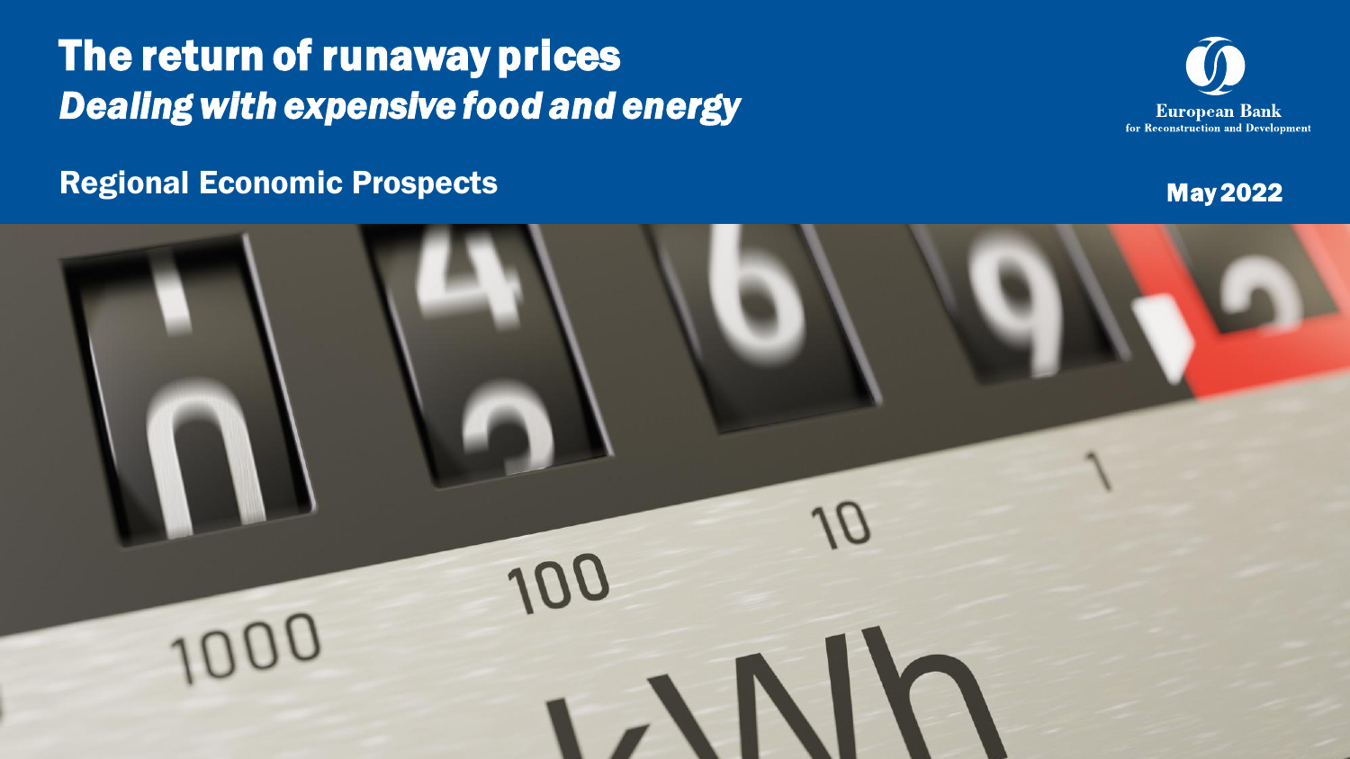# The return of runaway prices

## *Dealing with expensive food and energy*

European Bank for Reconstruction and Development

### Regional Economic Prospects

May 2022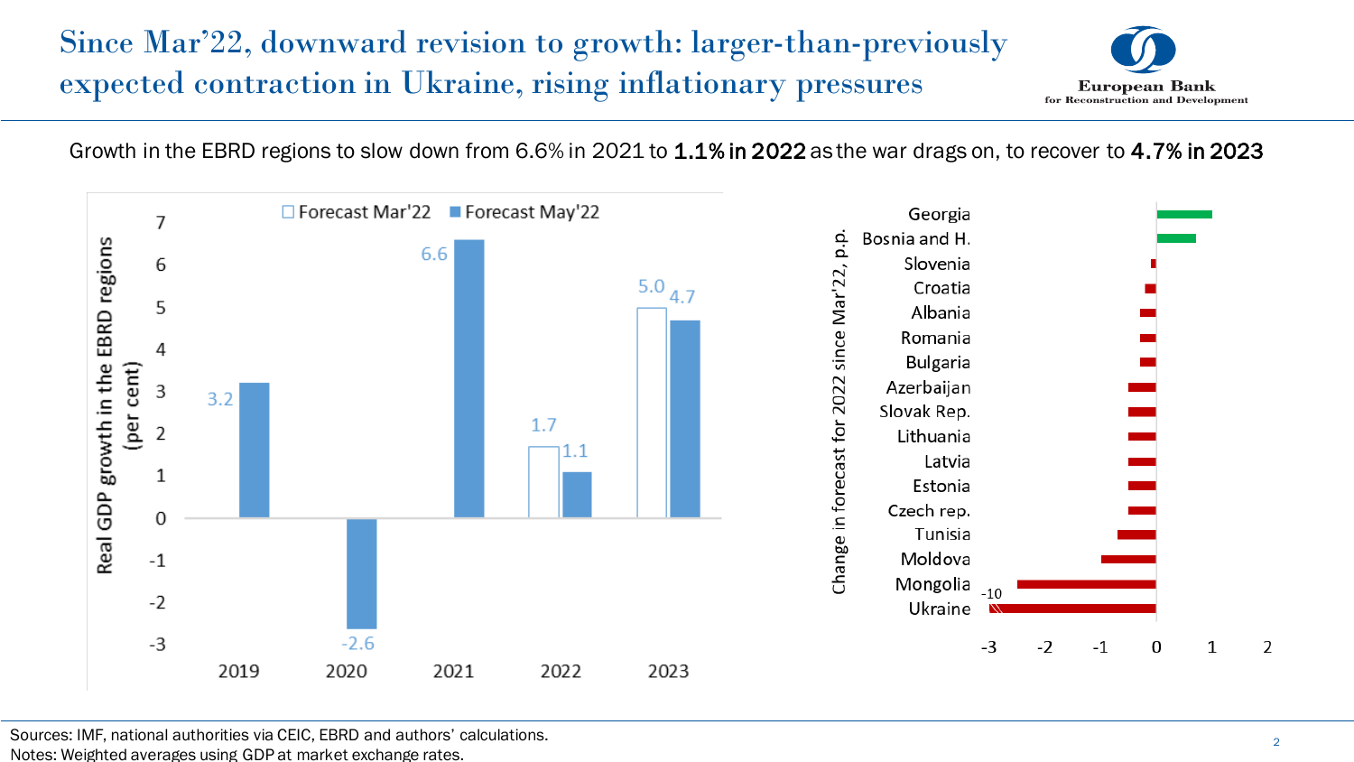# Since Mar'22, downward revision to growth: larger-than-previously expected contraction in Ukraine, rising inflationary pressures

Growth in the EBRD regions to slow down from 6.6% in 2021 to **1.1% in 2022** as the war drags on, to recover to **4.7% in 2023**

Real GDP growth in the EBRD regions (per cent)

| | Forecast Mar'22 | Forecast May'22 |
|---|---|---|
| 2019 | | 3.2 |
| 2020 | | -2.6 |
| 2021 | | 6.6 |
| 2022 | 1.7 | 1.1 |
| 2023 | 5.0 | 4.7 |

Change in forecast for 2022 since Mar'22, p.p.

Georgia, Bosnia and H., Slovenia, Croatia, Albania, Romania, Bulgaria, Azerbaijan, Slovak Rep., Lithuania, Latvia, Estonia, Czech rep., Tunisia, Moldova, Mongolia, Ukraine (-10)

Sources: IMF, national authorities via CEIC, EBRD and authors' calculations.
Notes: Weighted averages using GDP at market exchange rates.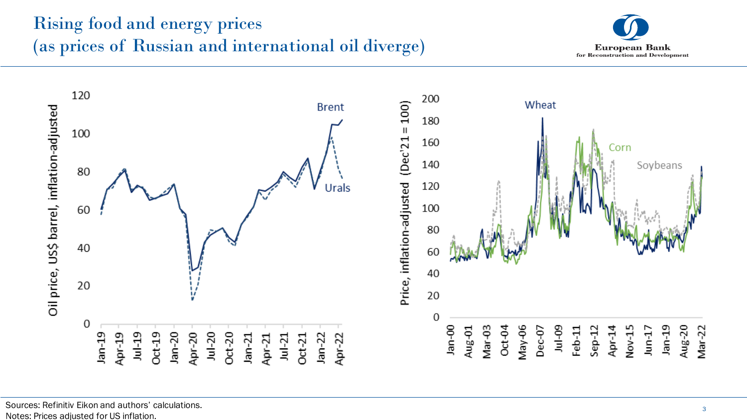# Rising food and energy prices (as prices of Russian and international oil diverge)

Sources: Refinitiv Eikon and authors' calculations.
Notes: Prices adjusted for US inflation.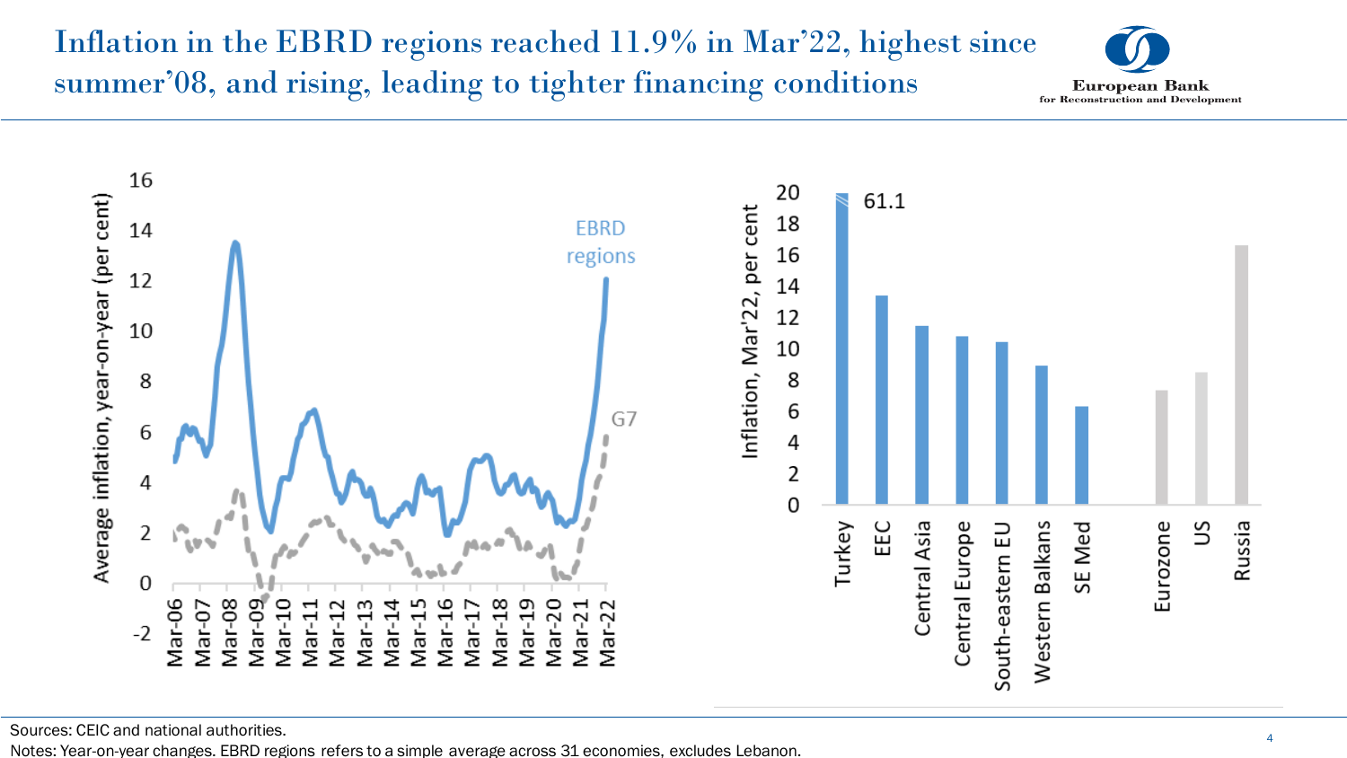# Inflation in the EBRD regions reached 11.9% in Mar'22, highest since summer'08, and rising, leading to tighter financing conditions

Sources: CEIC and national authorities.

Notes: Year-on-year changes. EBRD regions refers to a simple average across 31 economies, excludes Lebanon.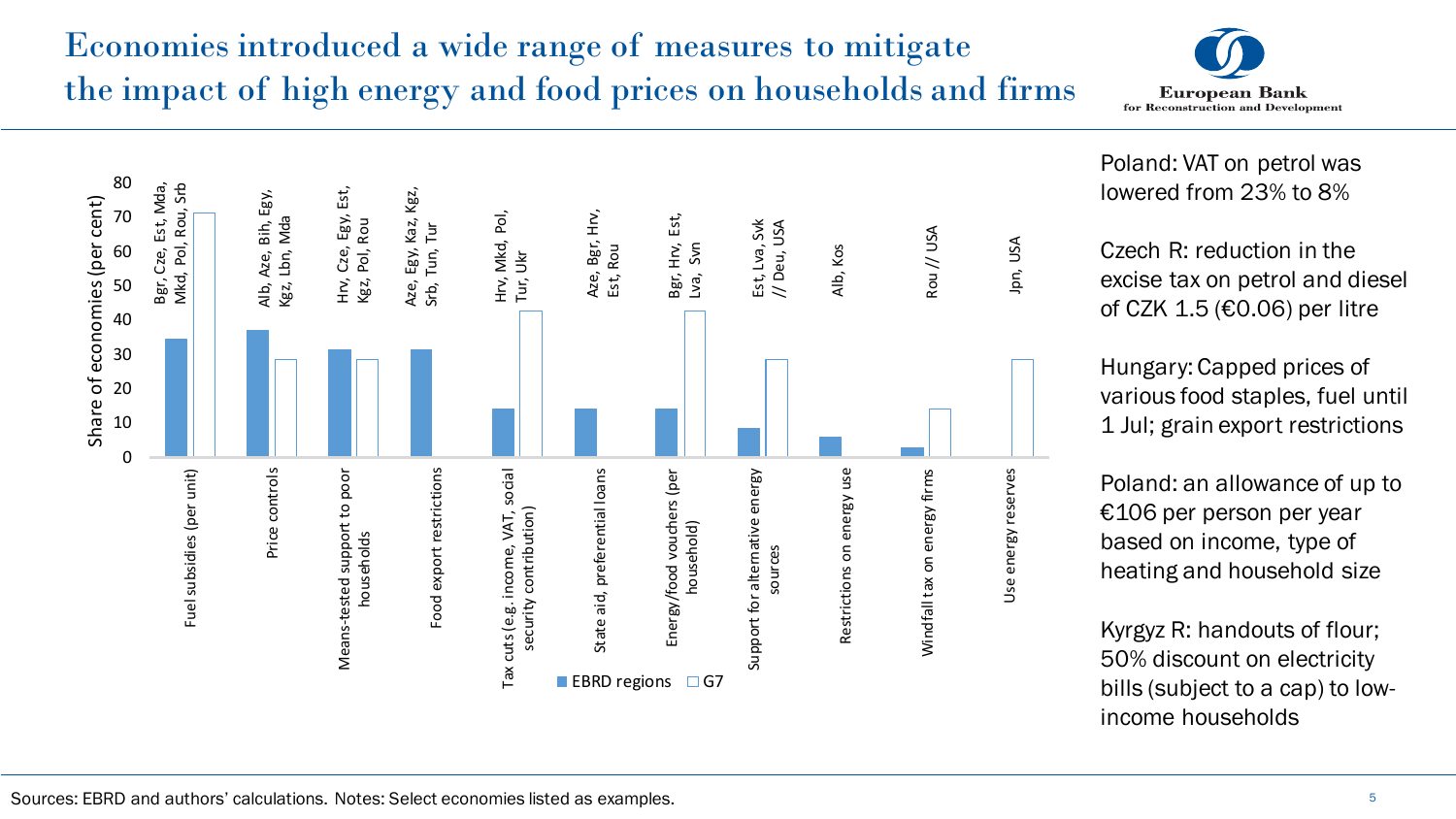# Economies introduced a wide range of measures to mitigate the impact of high energy and food prices on households and firms

| Measure | EBRD regions (approx. %) | G7 (approx. %) | Example economies |
|---|---|---|---|
| Fuel subsidies (per unit) | 35 | 71 | Bgr, Cze, Est, Mda, Mkd, Pol, Rou, Srb |
| Price controls | 37 | 29 | Alb, Aze, Bih, Egy, Kgz, Lbn, Mda |
| Means-tested support to poor households | 31 | 29 | Hrv, Cze, Egy, Est, Kgz, Pol, Rou |
| Food export restrictions | 31 | 0 | Aze, Egy, Kaz, Kgz, Srb, Tun, Tur |
| Tax cuts (e.g. income, VAT, social security contribution) | 14 | 43 | Hrv, Mkd, Pol, Tur, Ukr |
| State aid, preferential loans | 14 | 0 | Aze, Bgr, Hrv, Est, Rou |
| Energy/food vouchers (per household) | 14 | 43 | Bgr, Hrv, Est, Lva, Svn |
| Support for alternative energy sources | 8 | 29 | Est, Lva, Svk // Deu, USA |
| Restrictions on energy use | 6 | 0 | Alb, Kos |
| Windfall tax on energy firms | 3 | 14 | Rou // USA |
| Use energy reserves | 0 | 29 | Jpn, USA |

Share of economies (per cent)

Poland: VAT on petrol was lowered from 23% to 8%

Czech R: reduction in the excise tax on petrol and diesel of CZK 1.5 (€0.06) per litre

Hungary: Capped prices of various food staples, fuel until 1 Jul; grain export restrictions

Poland: an allowance of up to €106 per person per year based on income, type of heating and household size

Kyrgyz R: handouts of flour; 50% discount on electricity bills (subject to a cap) to low-income households

Sources: EBRD and authors' calculations. Notes: Select economies listed as examples.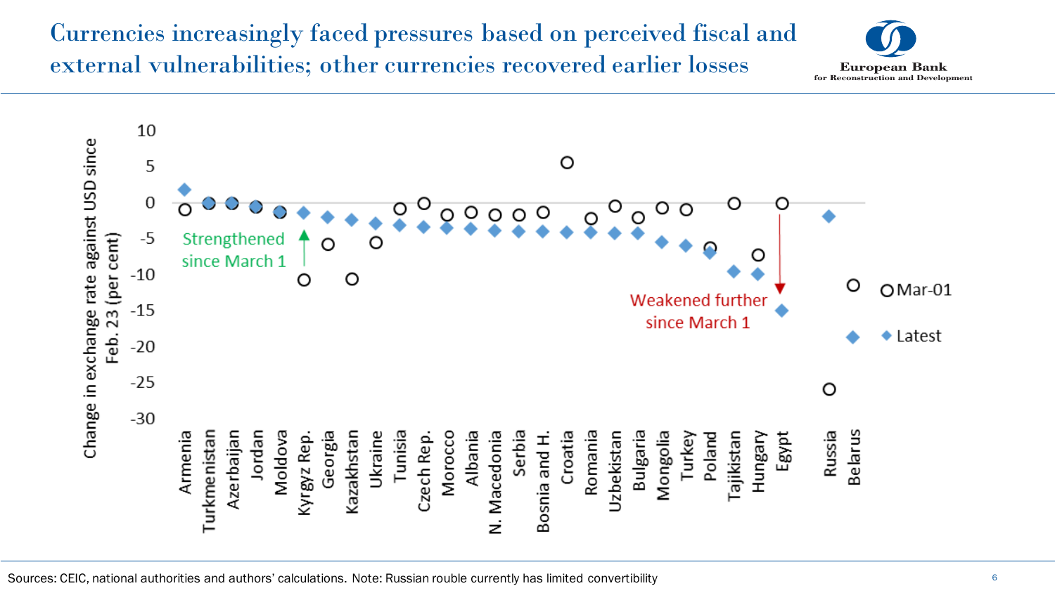# Currencies increasingly faced pressures based on perceived fiscal and external vulnerabilities; other currencies recovered earlier losses

Sources: CEIC, national authorities and authors' calculations. Note: Russian rouble currently has limited convertibility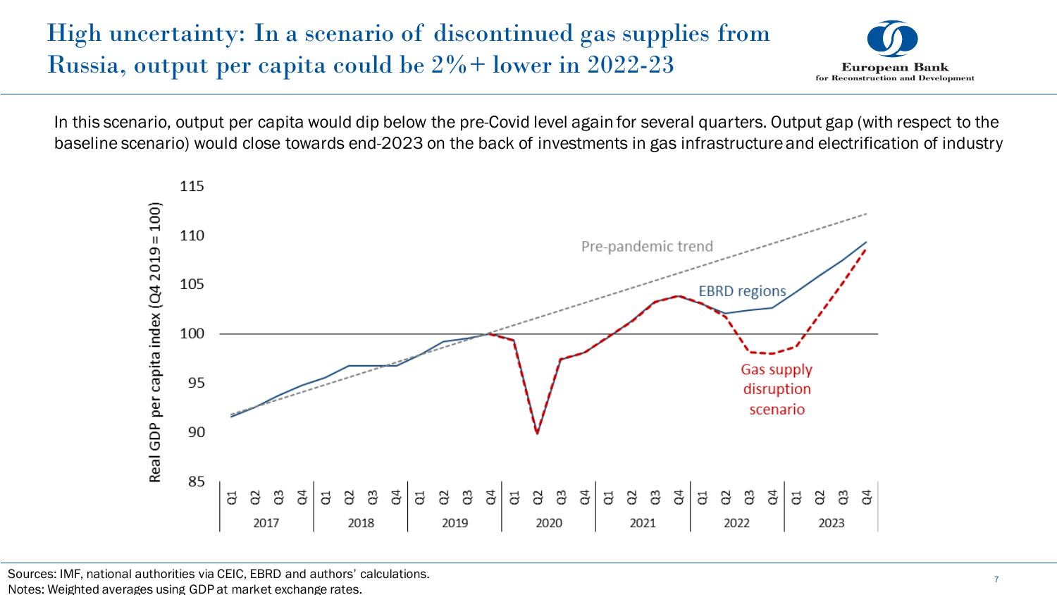# High uncertainty: In a scenario of discontinued gas supplies from Russia, output per capita could be 2%+ lower in 2022-23

In this scenario, output per capita would dip below the pre-Covid level again for several quarters. Output gap (with respect to the baseline scenario) would close towards end-2023 on the back of investments in gas infrastructure and electrification of industry

Sources: IMF, national authorities via CEIC, EBRD and authors' calculations.
Notes: Weighted averages using GDP at market exchange rates.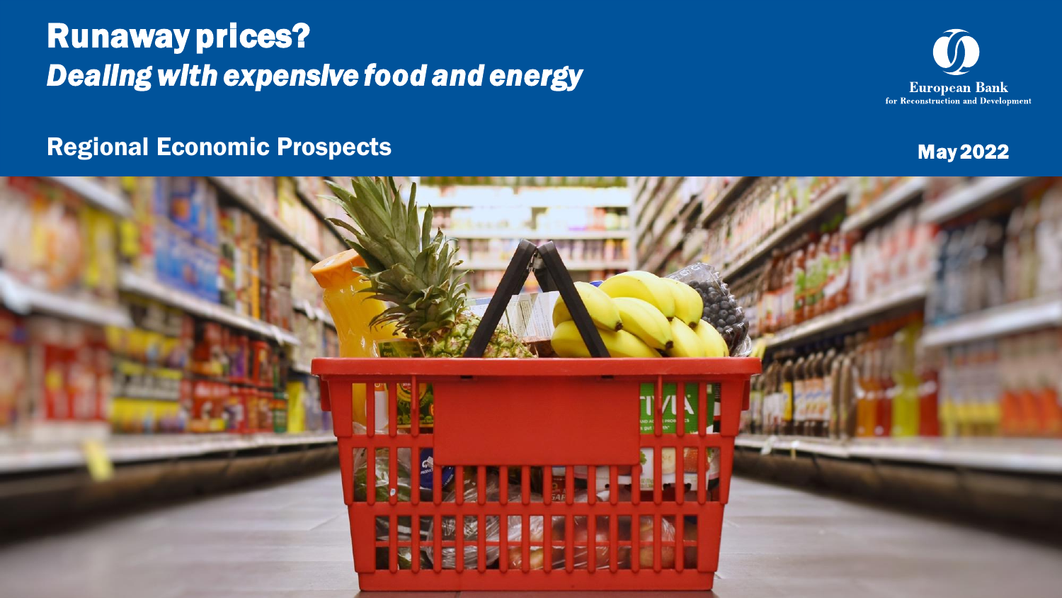# Runaway prices?

## *Dealing with expensive food and energy*

European Bank for Reconstruction and Development

## Regional Economic Prospects

May 2022